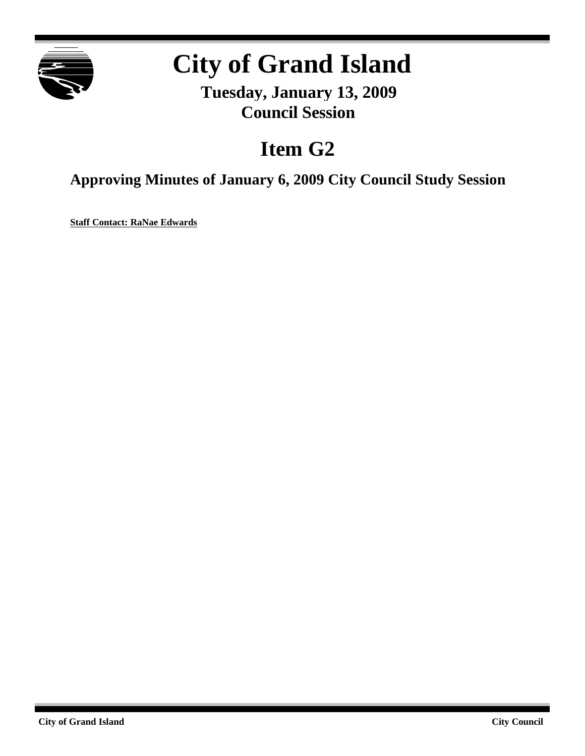# City of Grand Island

**Tuesday, January 13, 2009**
**Council Session**

## Item G2

### Approving Minutes of January 6, 2009 City Council Study Session

**Staff Contact: RaNae Edwards**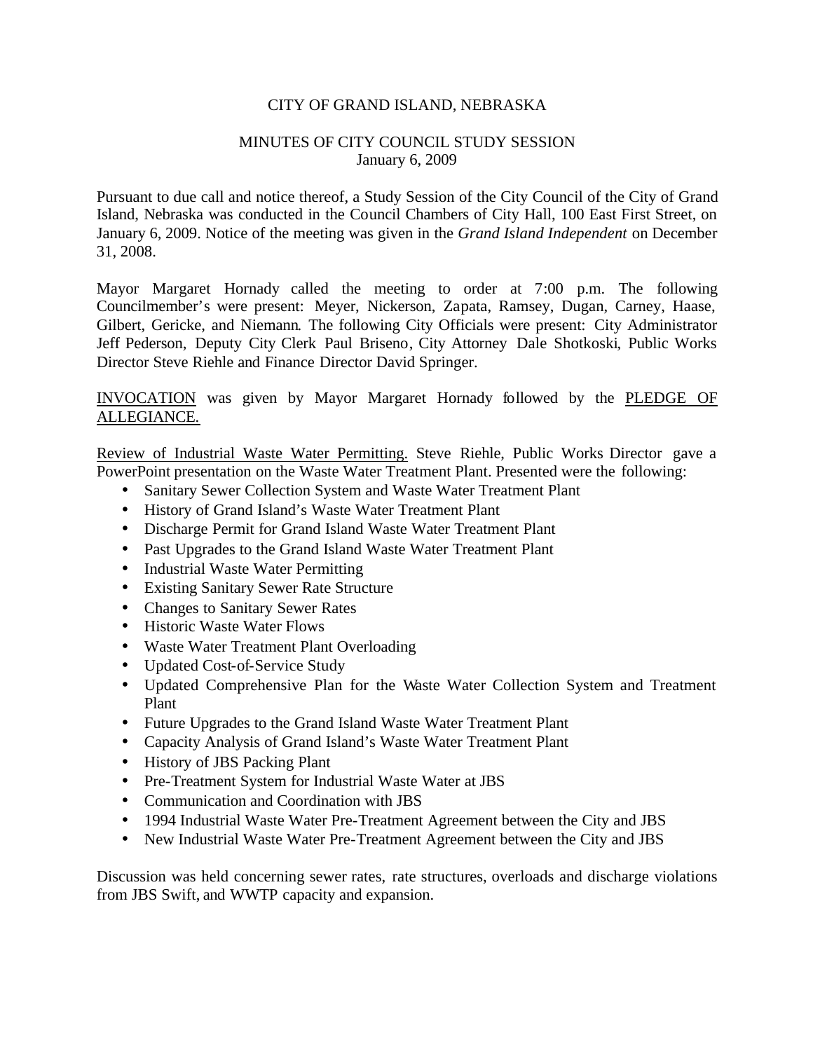CITY OF GRAND ISLAND, NEBRASKA

MINUTES OF CITY COUNCIL STUDY SESSION
January 6, 2009

Pursuant to due call and notice thereof, a Study Session of the City Council of the City of Grand Island, Nebraska was conducted in the Council Chambers of City Hall, 100 East First Street, on January 6, 2009. Notice of the meeting was given in the *Grand Island Independent* on December 31, 2008.

Mayor Margaret Hornady called the meeting to order at 7:00 p.m. The following Councilmember's were present: Meyer, Nickerson, Zapata, Ramsey, Dugan, Carney, Haase, Gilbert, Gericke, and Niemann. The following City Officials were present: City Administrator Jeff Pederson, Deputy City Clerk Paul Briseno, City Attorney Dale Shotkoski, Public Works Director Steve Riehle and Finance Director David Springer.

INVOCATION was given by Mayor Margaret Hornady followed by the PLEDGE OF ALLEGIANCE.

Review of Industrial Waste Water Permitting. Steve Riehle, Public Works Director gave a PowerPoint presentation on the Waste Water Treatment Plant. Presented were the following:

- Sanitary Sewer Collection System and Waste Water Treatment Plant
- History of Grand Island's Waste Water Treatment Plant
- Discharge Permit for Grand Island Waste Water Treatment Plant
- Past Upgrades to the Grand Island Waste Water Treatment Plant
- Industrial Waste Water Permitting
- Existing Sanitary Sewer Rate Structure
- Changes to Sanitary Sewer Rates
- Historic Waste Water Flows
- Waste Water Treatment Plant Overloading
- Updated Cost-of-Service Study
- Updated Comprehensive Plan for the Waste Water Collection System and Treatment Plant
- Future Upgrades to the Grand Island Waste Water Treatment Plant
- Capacity Analysis of Grand Island's Waste Water Treatment Plant
- History of JBS Packing Plant
- Pre-Treatment System for Industrial Waste Water at JBS
- Communication and Coordination with JBS
- 1994 Industrial Waste Water Pre-Treatment Agreement between the City and JBS
- New Industrial Waste Water Pre-Treatment Agreement between the City and JBS

Discussion was held concerning sewer rates, rate structures, overloads and discharge violations from JBS Swift, and WWTP capacity and expansion.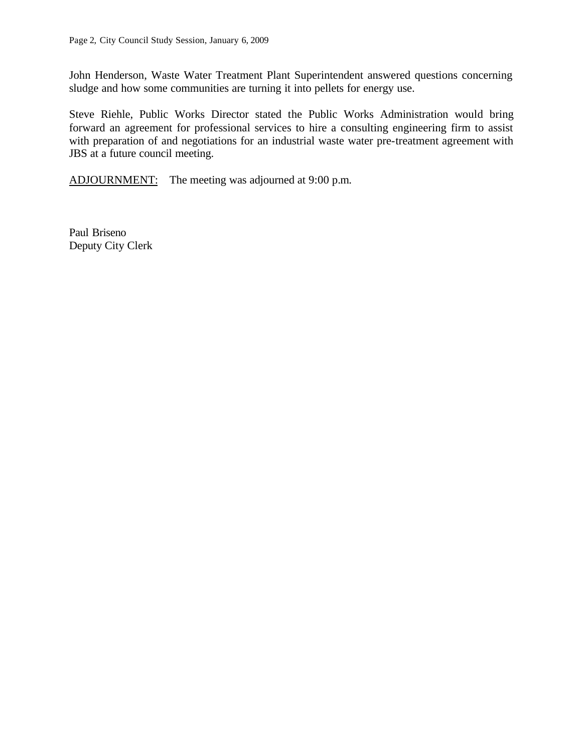John Henderson, Waste Water Treatment Plant Superintendent answered questions concerning sludge and how some communities are turning it into pellets for energy use.

Steve Riehle, Public Works Director stated the Public Works Administration would bring forward an agreement for professional services to hire a consulting engineering firm to assist with preparation of and negotiations for an industrial waste water pre-treatment agreement with JBS at a future council meeting.

<u>ADJOURNMENT:</u> The meeting was adjourned at 9:00 p.m.

Paul Briseno
Deputy City Clerk